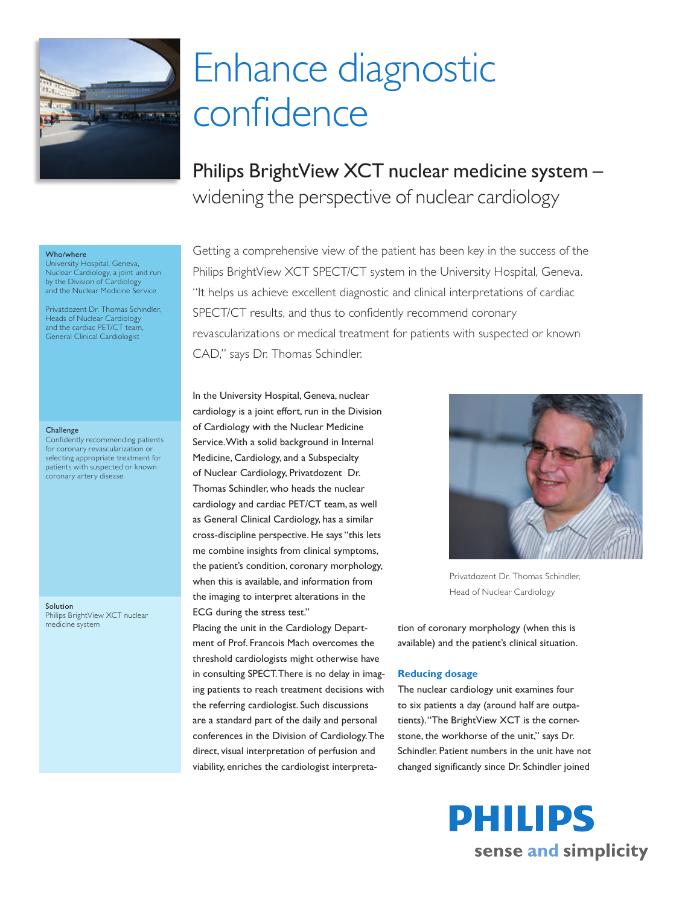# Enhance diagnostic confidence

## Philips BrightView XCT nuclear medicine system – widening the perspective of nuclear cardiology

**Who/where**
University Hospital, Geneva, Nuclear Cardiology, a joint unit run by the Division of Cardiology and the Nuclear Medicine Service

Privatdozent Dr. Thomas Schindler, Heads of Nuclear Cardiology and the cardiac PET/CT team, General Clinical Cardiologist

**Challenge**
Confidently recommending patients for coronary revascularization or selecting appropriate treatment for patients with suspected or known coronary artery disease.

**Solution**
Philips BrightView XCT nuclear medicine system

Getting a comprehensive view of the patient has been key in the success of the Philips BrightView XCT SPECT/CT system in the University Hospital, Geneva. "It helps us achieve excellent diagnostic and clinical interpretations of cardiac SPECT/CT results, and thus to confidently recommend coronary revascularizations or medical treatment for patients with suspected or known CAD," says Dr. Thomas Schindler.

In the University Hospital, Geneva, nuclear cardiology is a joint effort, run in the Division of Cardiology with the Nuclear Medicine Service. With a solid background in Internal Medicine, Cardiology, and a Subspecialty of Nuclear Cardiology, Privatdozent Dr. Thomas Schindler, who heads the nuclear cardiology and cardiac PET/CT team, as well as General Clinical Cardiology, has a similar cross-discipline perspective. He says "this lets me combine insights from clinical symptoms, the patient's condition, coronary morphology, when this is available, and information from the imaging to interpret alterations in the ECG during the stress test."

Placing the unit in the Cardiology Department of Prof. Francois Mach overcomes the threshold cardiologists might otherwise have in consulting SPECT. There is no delay in imaging patients to reach treatment decisions with the referring cardiologist. Such discussions are a standard part of the daily and personal conferences in the Division of Cardiology. The direct, visual interpretation of perfusion and viability, enriches the cardiologist interpretation of coronary morphology (when this is available) and the patient's clinical situation.

Privatdozent Dr. Thomas Schindler, Head of Nuclear Cardiology

### Reducing dosage

The nuclear cardiology unit examines four to six patients a day (around half are outpatients). "The BrightView XCT is the cornerstone, the workhorse of the unit," says Dr. Schindler. Patient numbers in the unit have not changed significantly since Dr. Schindler joined

PHILIPS
sense and simplicity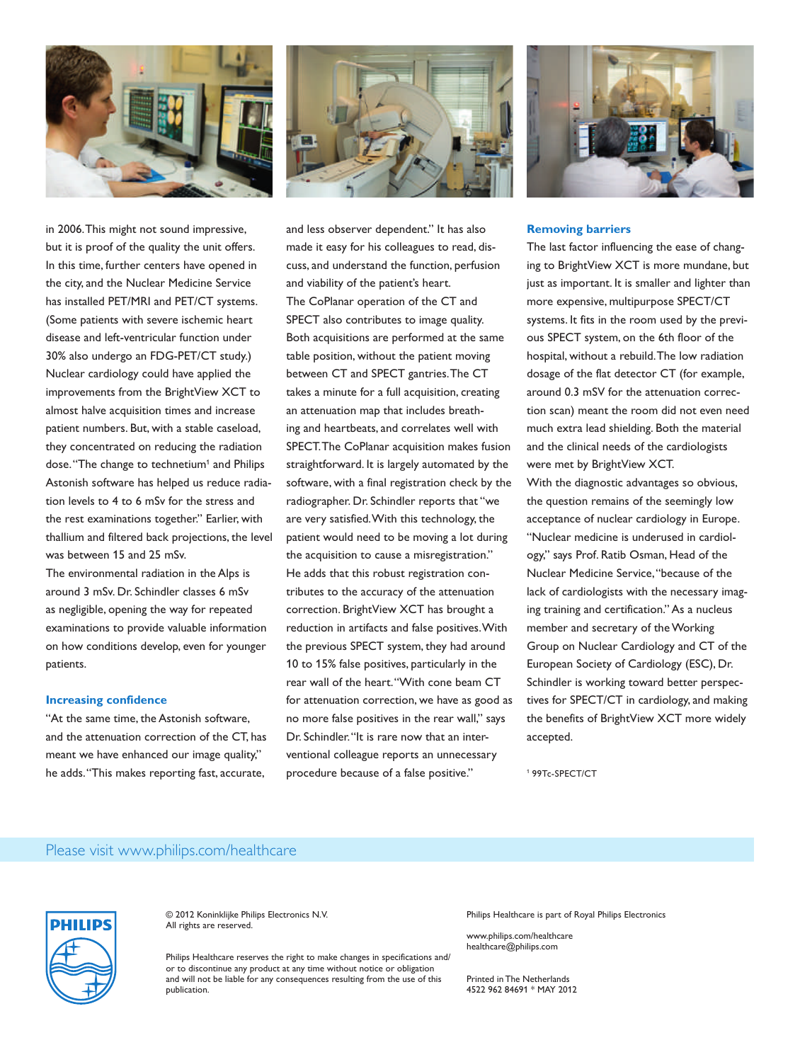in 2006. This might not sound impressive, but it is proof of the quality the unit offers. In this time, further centers have opened in the city, and the Nuclear Medicine Service has installed PET/MRI and PET/CT systems. (Some patients with severe ischemic heart disease and left-ventricular function under 30% also undergo an FDG-PET/CT study.) Nuclear cardiology could have applied the improvements from the BrightView XCT to almost halve acquisition times and increase patient numbers. But, with a stable caseload, they concentrated on reducing the radiation dose. "The change to technetium[1] and Philips Astonish software has helped us reduce radiation levels to 4 to 6 mSv for the stress and the rest examinations together." Earlier, with thallium and filtered back projections, the level was between 15 and 25 mSv.

The environmental radiation in the Alps is around 3 mSv. Dr. Schindler classes 6 mSv as negligible, opening the way for repeated examinations to provide valuable information on how conditions develop, even for younger patients.

### Increasing confidence

"At the same time, the Astonish software, and the attenuation correction of the CT, has meant we have enhanced our image quality," he adds. "This makes reporting fast, accurate, and less observer dependent." It has also made it easy for his colleagues to read, discuss, and understand the function, perfusion and viability of the patient's heart.

The CoPlanar operation of the CT and SPECT also contributes to image quality. Both acquisitions are performed at the same table position, without the patient moving between CT and SPECT gantries. The CT takes a minute for a full acquisition, creating an attenuation map that includes breathing and heartbeats, and correlates well with SPECT. The CoPlanar acquisition makes fusion straightforward. It is largely automated by the software, with a final registration check by the radiographer. Dr. Schindler reports that "we are very satisfied. With this technology, the patient would need to be moving a lot during the acquisition to cause a misregistration." He adds that this robust registration contributes to the accuracy of the attenuation correction. BrightView XCT has brought a reduction in artifacts and false positives. With the previous SPECT system, they had around 10 to 15% false positives, particularly in the rear wall of the heart. "With cone beam CT for attenuation correction, we have as good as no more false positives in the rear wall," says Dr. Schindler. "It is rare now that an interventional colleague reports an unnecessary procedure because of a false positive."

### Removing barriers

The last factor influencing the ease of changing to BrightView XCT is more mundane, but just as important. It is smaller and lighter than more expensive, multipurpose SPECT/CT systems. It fits in the room used by the previous SPECT system, on the 6th floor of the hospital, without a rebuild. The low radiation dosage of the flat detector CT (for example, around 0.3 mSV for the attenuation correction scan) meant the room did not even need much extra lead shielding. Both the material and the clinical needs of the cardiologists were met by BrightView XCT.

With the diagnostic advantages so obvious, the question remains of the seemingly low acceptance of nuclear cardiology in Europe. "Nuclear medicine is underused in cardiology," says Prof. Ratib Osman, Head of the Nuclear Medicine Service, "because of the lack of cardiologists with the necessary imaging training and certification." As a nucleus member and secretary of the Working Group on Nuclear Cardiology and CT of the European Society of Cardiology (ESC), Dr. Schindler is working toward better perspectives for SPECT/CT in cardiology, and making the benefits of BrightView XCT more widely accepted.

[1] 99Tc-SPECT/CT

Please visit www.philips.com/healthcare

PHILIPS

© 2012 Koninklijke Philips Electronics N.V.
All rights are reserved.

Philips Healthcare reserves the right to make changes in specifications and/or to discontinue any product at any time without notice or obligation and will not be liable for any consequences resulting from the use of this publication.

Philips Healthcare is part of Royal Philips Electronics

www.philips.com/healthcare
healthcare@philips.com

Printed in The Netherlands
4522 962 84691 * MAY 2012